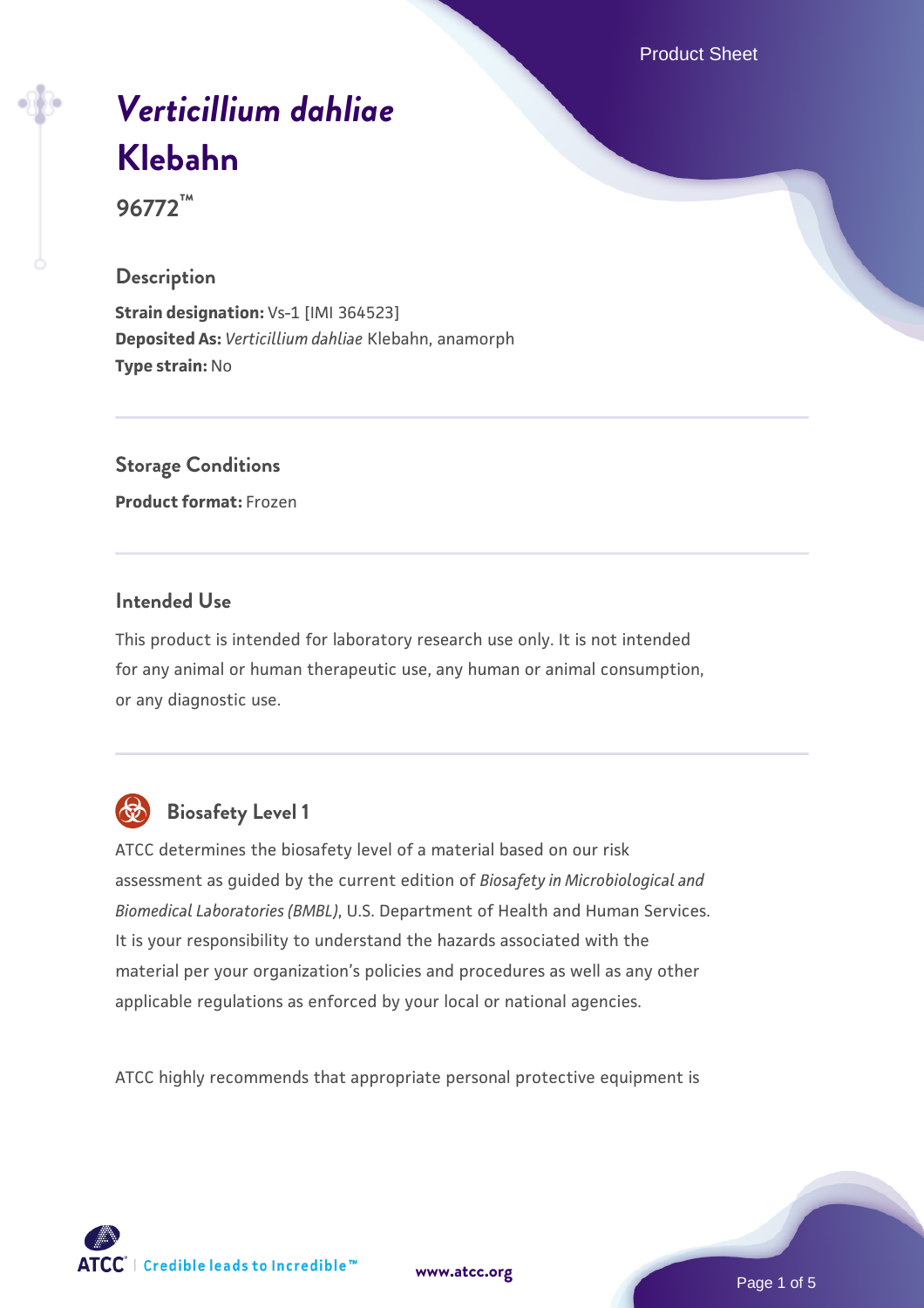# *Verticillium dahliae* Klebahn

96772™

## Description

**Strain designation:** Vs-1 [IMI 364523]
**Deposited As:** *Verticillium dahliae* Klebahn, anamorph
**Type strain:** No

## Storage Conditions

**Product format:** Frozen

## Intended Use

This product is intended for laboratory research use only. It is not intended for any animal or human therapeutic use, any human or animal consumption, or any diagnostic use.

## Biosafety Level 1

ATCC determines the biosafety level of a material based on our risk assessment as guided by the current edition of *Biosafety in Microbiological and Biomedical Laboratories (BMBL)*, U.S. Department of Health and Human Services. It is your responsibility to understand the hazards associated with the material per your organization's policies and procedures as well as any other applicable regulations as enforced by your local or national agencies.

ATCC highly recommends that appropriate personal protective equipment is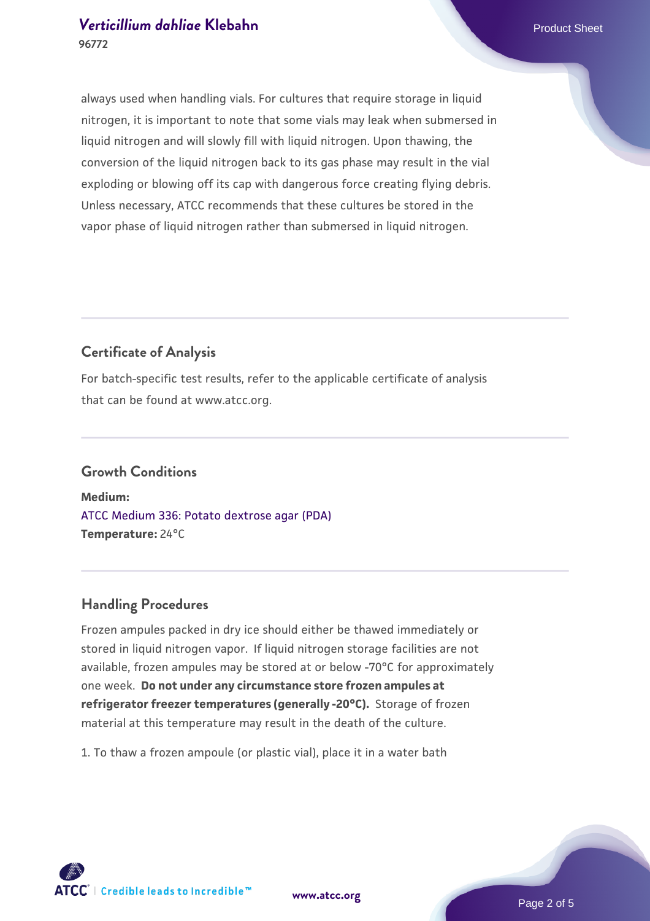always used when handling vials. For cultures that require storage in liquid nitrogen, it is important to note that some vials may leak when submersed in liquid nitrogen and will slowly fill with liquid nitrogen. Upon thawing, the conversion of the liquid nitrogen back to its gas phase may result in the vial exploding or blowing off its cap with dangerous force creating flying debris. Unless necessary, ATCC recommends that these cultures be stored in the vapor phase of liquid nitrogen rather than submersed in liquid nitrogen.

## Certificate of Analysis

For batch-specific test results, refer to the applicable certificate of analysis that can be found at www.atcc.org.

## Growth Conditions

**Medium:**
ATCC Medium 336: Potato dextrose agar (PDA)
**Temperature:** 24°C

## Handling Procedures

Frozen ampules packed in dry ice should either be thawed immediately or stored in liquid nitrogen vapor. If liquid nitrogen storage facilities are not available, frozen ampules may be stored at or below -70°C for approximately one week. **Do not under any circumstance store frozen ampules at refrigerator freezer temperatures (generally -20°C).** Storage of frozen material at this temperature may result in the death of the culture.

1. To thaw a frozen ampoule (or plastic vial), place it in a water bath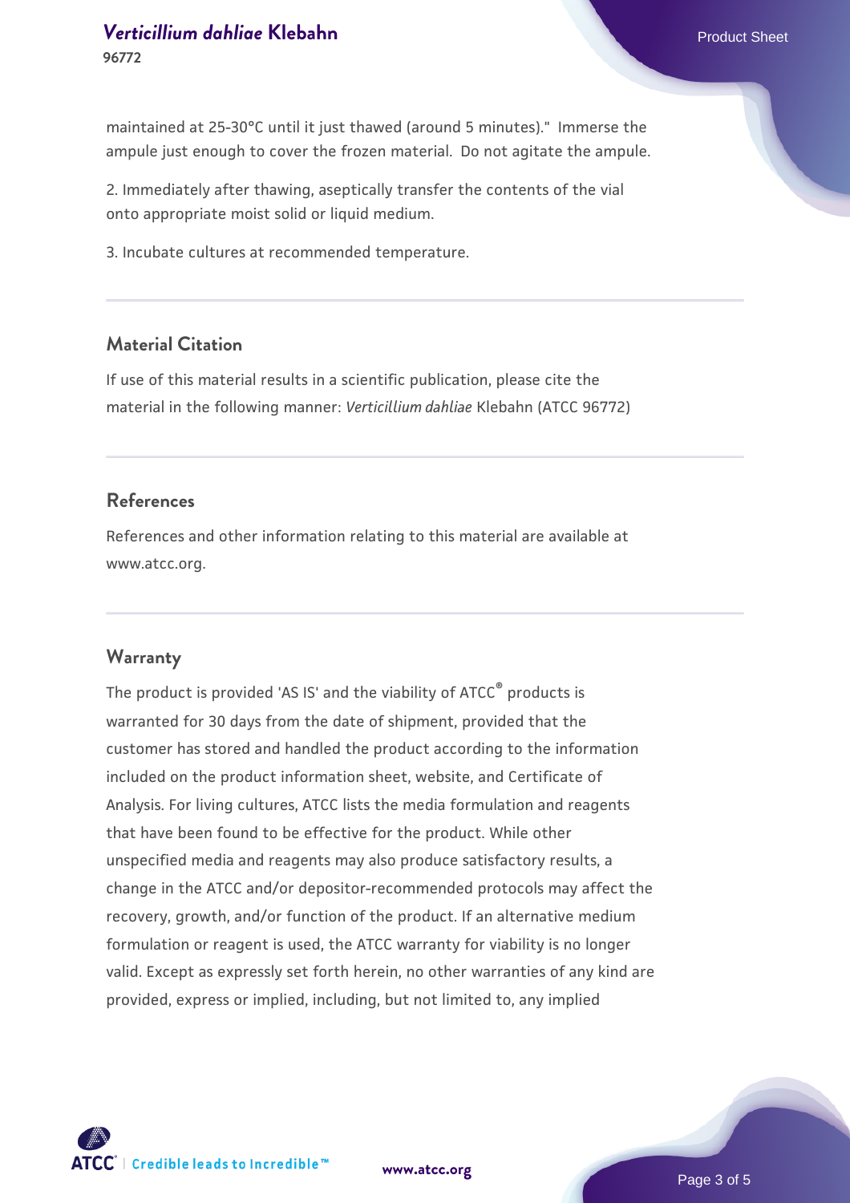maintained at 25-30°C until it just thawed (around 5 minutes)." Immerse the ampule just enough to cover the frozen material. Do not agitate the ampule.

2. Immediately after thawing, aseptically transfer the contents of the vial onto appropriate moist solid or liquid medium.

3. Incubate cultures at recommended temperature.

## Material Citation

If use of this material results in a scientific publication, please cite the material in the following manner: *Verticillium dahliae* Klebahn (ATCC 96772)

## References

References and other information relating to this material are available at www.atcc.org.

## Warranty

The product is provided 'AS IS' and the viability of ATCC® products is warranted for 30 days from the date of shipment, provided that the customer has stored and handled the product according to the information included on the product information sheet, website, and Certificate of Analysis. For living cultures, ATCC lists the media formulation and reagents that have been found to be effective for the product. While other unspecified media and reagents may also produce satisfactory results, a change in the ATCC and/or depositor-recommended protocols may affect the recovery, growth, and/or function of the product. If an alternative medium formulation or reagent is used, the ATCC warranty for viability is no longer valid. Except as expressly set forth herein, no other warranties of any kind are provided, express or implied, including, but not limited to, any implied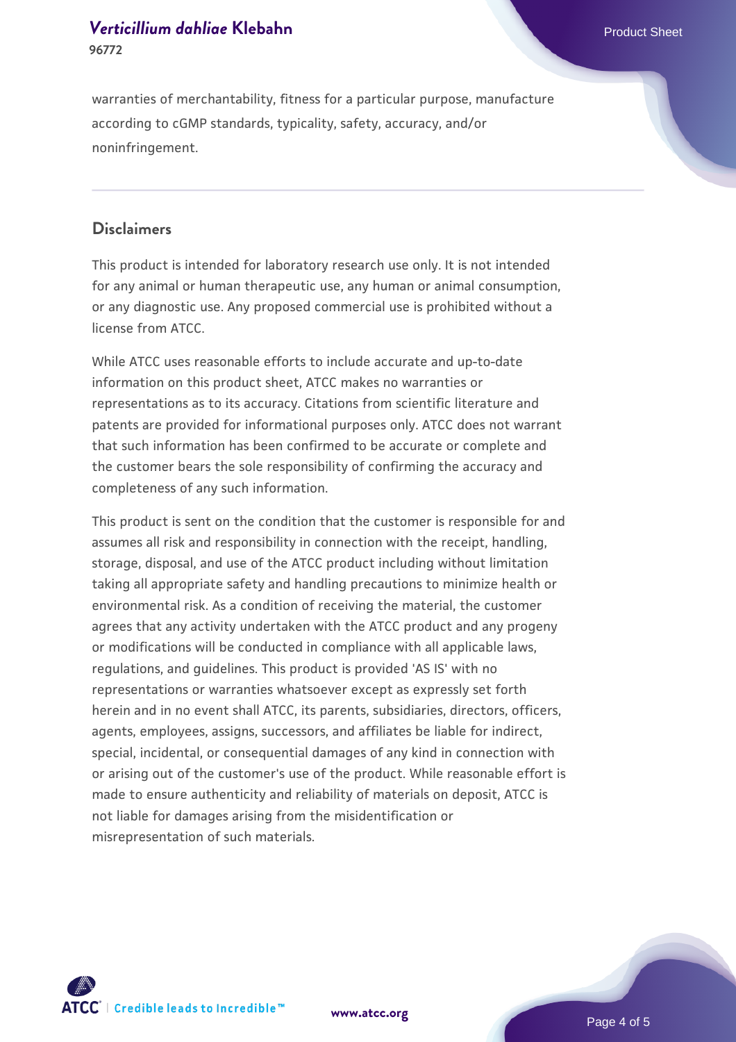warranties of merchantability, fitness for a particular purpose, manufacture according to cGMP standards, typicality, safety, accuracy, and/or noninfringement.

## Disclaimers

This product is intended for laboratory research use only. It is not intended for any animal or human therapeutic use, any human or animal consumption, or any diagnostic use. Any proposed commercial use is prohibited without a license from ATCC.

While ATCC uses reasonable efforts to include accurate and up-to-date information on this product sheet, ATCC makes no warranties or representations as to its accuracy. Citations from scientific literature and patents are provided for informational purposes only. ATCC does not warrant that such information has been confirmed to be accurate or complete and the customer bears the sole responsibility of confirming the accuracy and completeness of any such information.

This product is sent on the condition that the customer is responsible for and assumes all risk and responsibility in connection with the receipt, handling, storage, disposal, and use of the ATCC product including without limitation taking all appropriate safety and handling precautions to minimize health or environmental risk. As a condition of receiving the material, the customer agrees that any activity undertaken with the ATCC product and any progeny or modifications will be conducted in compliance with all applicable laws, regulations, and guidelines. This product is provided 'AS IS' with no representations or warranties whatsoever except as expressly set forth herein and in no event shall ATCC, its parents, subsidiaries, directors, officers, agents, employees, assigns, successors, and affiliates be liable for indirect, special, incidental, or consequential damages of any kind in connection with or arising out of the customer's use of the product. While reasonable effort is made to ensure authenticity and reliability of materials on deposit, ATCC is not liable for damages arising from the misidentification or misrepresentation of such materials.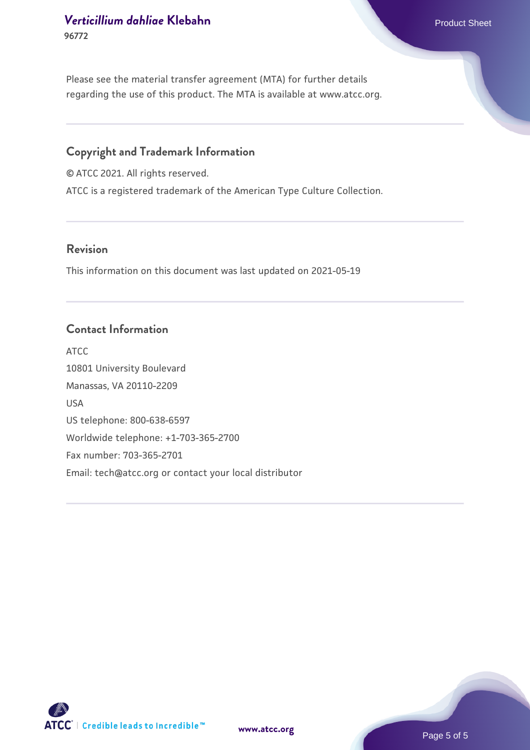Please see the material transfer agreement (MTA) for further details regarding the use of this product. The MTA is available at www.atcc.org.

## Copyright and Trademark Information

© ATCC 2021. All rights reserved.

ATCC is a registered trademark of the American Type Culture Collection.

## Revision

This information on this document was last updated on 2021-05-19

## Contact Information

ATCC
10801 University Boulevard
Manassas, VA 20110-2209
USA
US telephone: 800-638-6597
Worldwide telephone: +1-703-365-2700
Fax number: 703-365-2701
Email: tech@atcc.org or contact your local distributor